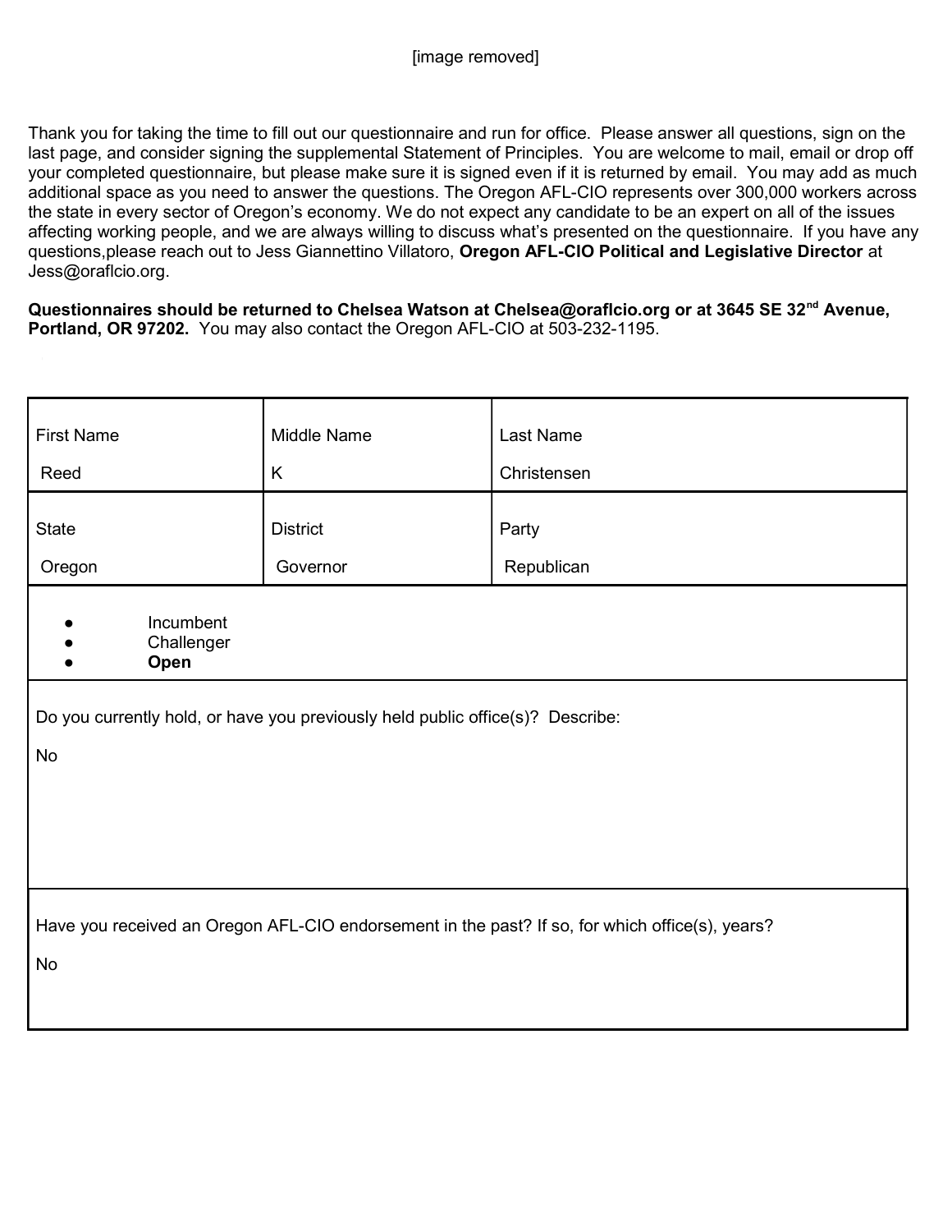[image removed]

Thank you for taking the time to fill out our questionnaire and run for office. Please answer all questions, sign on the last page, and consider signing the supplemental Statement of Principles. You are welcome to mail, email or drop off your completed questionnaire, but please make sure it is signed even if it is returned by email. You may add as much additional space as you need to answer the questions. The Oregon AFL-CIO represents over 300,000 workers across the state in every sector of Oregon's economy. We do not expect any candidate to be an expert on all of the issues affecting working people, and we are always willing to discuss what's presented on the questionnaire. If you have any questions,please reach out to Jess Giannettino Villatoro, **Oregon AFL-CIO Political and Legislative Director** at Jess@oraflcio.org.

**Questionnaires should be returned to Chelsea Watson at Chelsea@oraflcio.org or at 3645 SE 32nd Avenue, Portland, OR 97202.** You may also contact the Oregon AFL-CIO at 503-232-1195.

| First Name | Middle Name | Last Name |
|---|---|---|
| Reed | K | Christensen |
| **State** | **District** | **Party** |
| Oregon | Governor | Republican |

- Incumbent
- Challenger
- **Open**

Do you currently hold, or have you previously held public office(s)? Describe:

No

Have you received an Oregon AFL-CIO endorsement in the past? If so, for which office(s), years?

No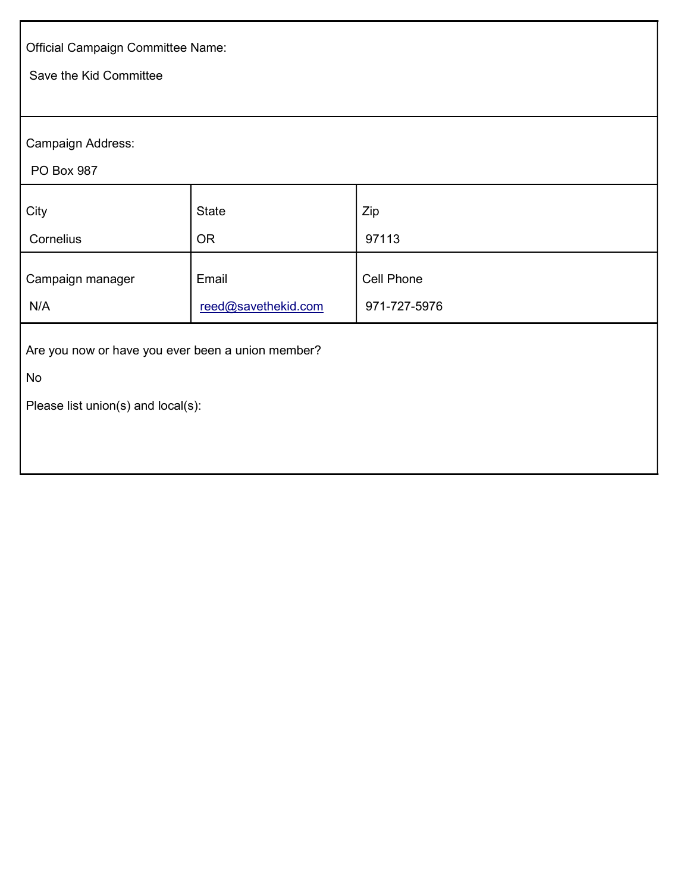| Official Campaign Committee Name: | | |
|---|---|---|
| Save the Kid Committee | | |

| Campaign Address: | | |
|---|---|---|
| PO Box 987 | | |

| City | State | Zip |
|---|---|---|
| Cornelius | OR | 97113 |

| Campaign manager | Email | Cell Phone |
|---|---|---|
| N/A | reed@savethekid.com | 971-727-5976 |

Are you now or have you ever been a union member?

No

Please list union(s) and local(s):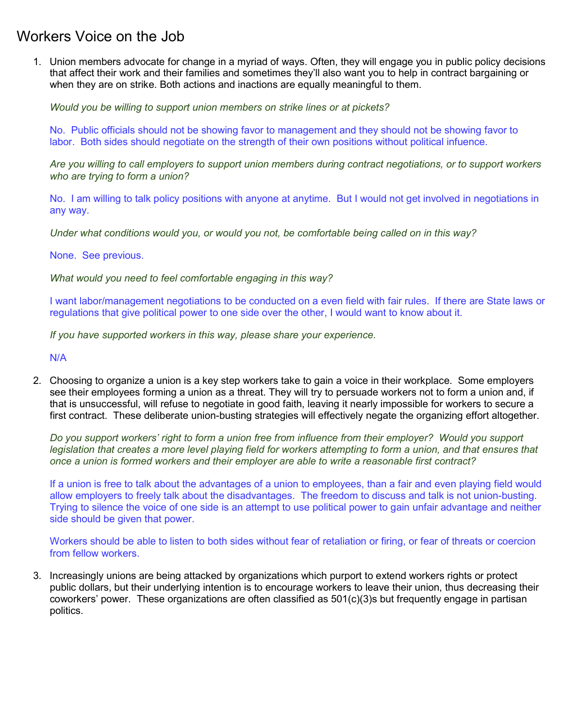# Workers Voice on the Job

1. Union members advocate for change in a myriad of ways. Often, they will engage you in public policy decisions that affect their work and their families and sometimes they'll also want you to help in contract bargaining or when they are on strike. Both actions and inactions are equally meaningful to them.

   *Would you be willing to support union members on strike lines or at pickets?*

   No. Public officials should not be showing favor to management and they should not be showing favor to labor. Both sides should negotiate on the strength of their own positions without political infuence.

   *Are you willing to call employers to support union members during contract negotiations, or to support workers who are trying to form a union?*

   No. I am willing to talk policy positions with anyone at anytime. But I would not get involved in negotiations in any way.

   *Under what conditions would you, or would you not, be comfortable being called on in this way?*

   None. See previous.

   *What would you need to feel comfortable engaging in this way?*

   I want labor/management negotiations to be conducted on a even field with fair rules. If there are State laws or regulations that give political power to one side over the other, I would want to know about it.

   *If you have supported workers in this way, please share your experience.*

   N/A

2. Choosing to organize a union is a key step workers take to gain a voice in their workplace. Some employers see their employees forming a union as a threat. They will try to persuade workers not to form a union and, if that is unsuccessful, will refuse to negotiate in good faith, leaving it nearly impossible for workers to secure a first contract. These deliberate union-busting strategies will effectively negate the organizing effort altogether.

   *Do you support workers' right to form a union free from influence from their employer? Would you support legislation that creates a more level playing field for workers attempting to form a union, and that ensures that once a union is formed workers and their employer are able to write a reasonable first contract?*

   If a union is free to talk about the advantages of a union to employees, than a fair and even playing field would allow employers to freely talk about the disadvantages. The freedom to discuss and talk is not union-busting. Trying to silence the voice of one side is an attempt to use political power to gain unfair advantage and neither side should be given that power.

   Workers should be able to listen to both sides without fear of retaliation or firing, or fear of threats or coercion from fellow workers.

3. Increasingly unions are being attacked by organizations which purport to extend workers rights or protect public dollars, but their underlying intention is to encourage workers to leave their union, thus decreasing their coworkers' power. These organizations are often classified as 501(c)(3)s but frequently engage in partisan politics.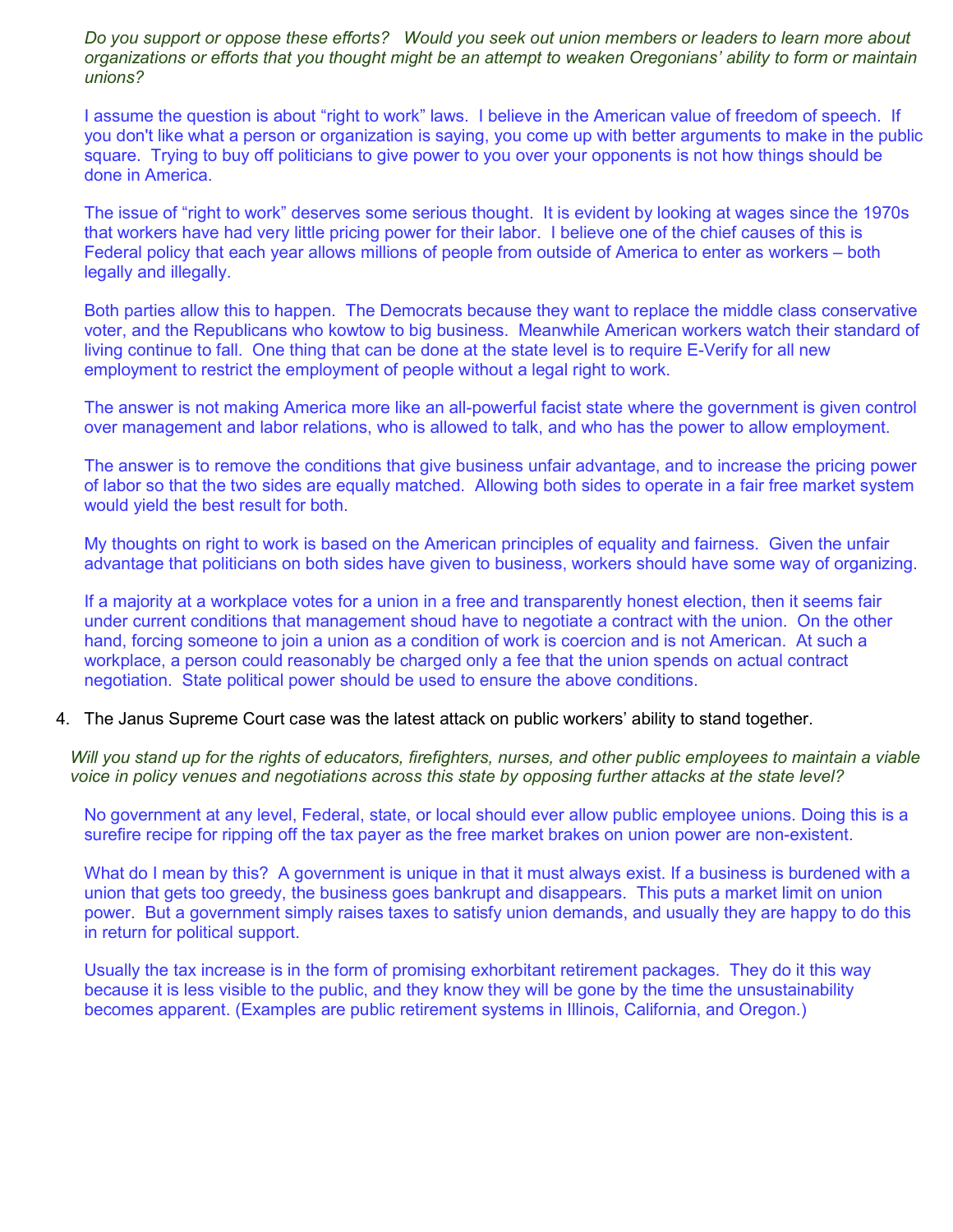*Do you support or oppose these efforts? Would you seek out union members or leaders to learn more about organizations or efforts that you thought might be an attempt to weaken Oregonians' ability to form or maintain unions?*

I assume the question is about "right to work" laws. I believe in the American value of freedom of speech. If you don't like what a person or organization is saying, you come up with better arguments to make in the public square. Trying to buy off politicians to give power to you over your opponents is not how things should be done in America.

The issue of "right to work" deserves some serious thought. It is evident by looking at wages since the 1970s that workers have had very little pricing power for their labor. I believe one of the chief causes of this is Federal policy that each year allows millions of people from outside of America to enter as workers – both legally and illegally.

Both parties allow this to happen. The Democrats because they want to replace the middle class conservative voter, and the Republicans who kowtow to big business. Meanwhile American workers watch their standard of living continue to fall. One thing that can be done at the state level is to require E-Verify for all new employment to restrict the employment of people without a legal right to work.

The answer is not making America more like an all-powerful facist state where the government is given control over management and labor relations, who is allowed to talk, and who has the power to allow employment.

The answer is to remove the conditions that give business unfair advantage, and to increase the pricing power of labor so that the two sides are equally matched. Allowing both sides to operate in a fair free market system would yield the best result for both.

My thoughts on right to work is based on the American principles of equality and fairness. Given the unfair advantage that politicians on both sides have given to business, workers should have some way of organizing.

If a majority at a workplace votes for a union in a free and transparently honest election, then it seems fair under current conditions that management shoud have to negotiate a contract with the union. On the other hand, forcing someone to join a union as a condition of work is coercion and is not American. At such a workplace, a person could reasonably be charged only a fee that the union spends on actual contract negotiation. State political power should be used to ensure the above conditions.

4. The Janus Supreme Court case was the latest attack on public workers' ability to stand together.

*Will you stand up for the rights of educators, firefighters, nurses, and other public employees to maintain a viable voice in policy venues and negotiations across this state by opposing further attacks at the state level?*

No government at any level, Federal, state, or local should ever allow public employee unions. Doing this is a surefire recipe for ripping off the tax payer as the free market brakes on union power are non-existent.

What do I mean by this? A government is unique in that it must always exist. If a business is burdened with a union that gets too greedy, the business goes bankrupt and disappears. This puts a market limit on union power. But a government simply raises taxes to satisfy union demands, and usually they are happy to do this in return for political support.

Usually the tax increase is in the form of promising exhorbitant retirement packages. They do it this way because it is less visible to the public, and they know they will be gone by the time the unsustainability becomes apparent. (Examples are public retirement systems in Illinois, California, and Oregon.)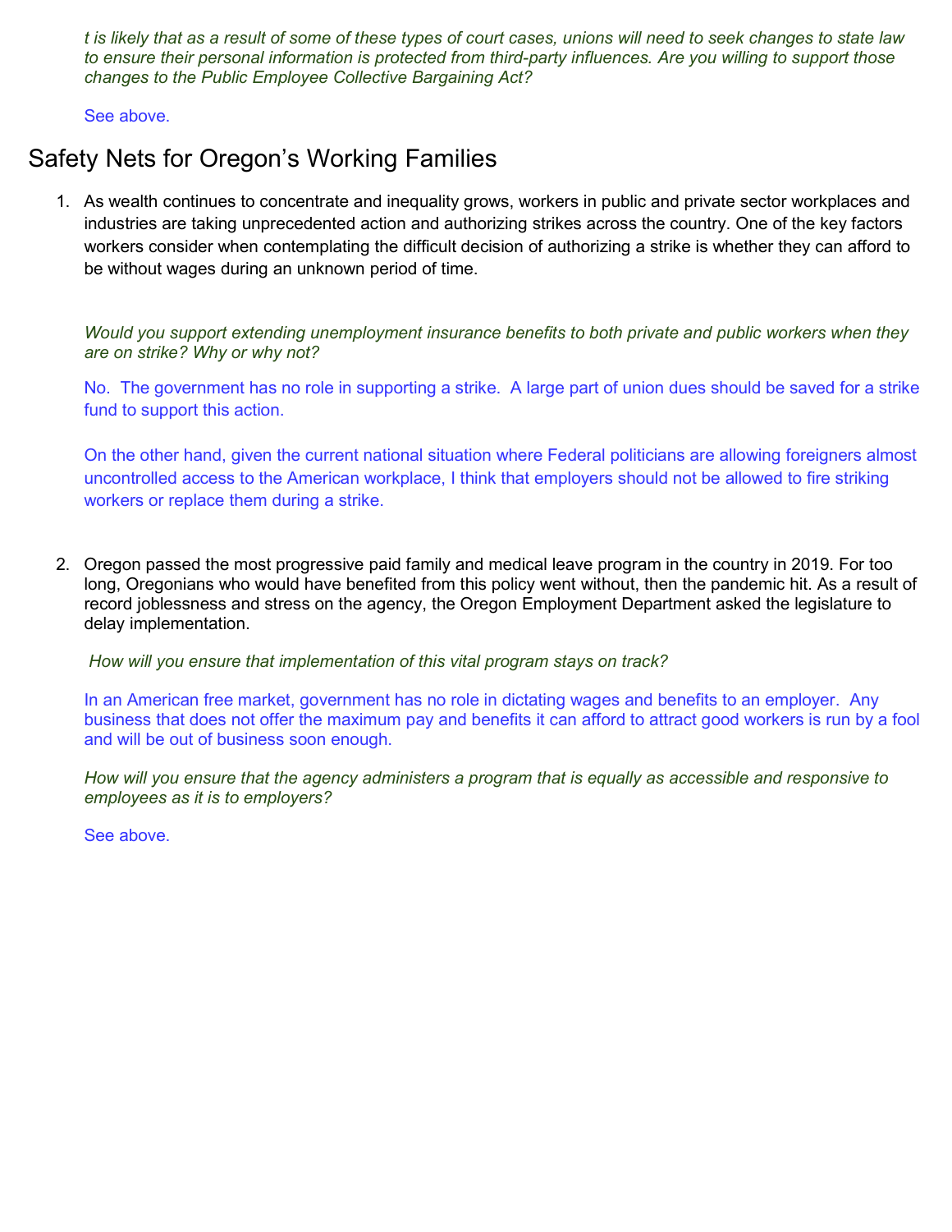*t is likely that as a result of some of these types of court cases, unions will need to seek changes to state law to ensure their personal information is protected from third-party influences. Are you willing to support those changes to the Public Employee Collective Bargaining Act?*

See above.

## Safety Nets for Oregon's Working Families

1. As wealth continues to concentrate and inequality grows, workers in public and private sector workplaces and industries are taking unprecedented action and authorizing strikes across the country. One of the key factors workers consider when contemplating the difficult decision of authorizing a strike is whether they can afford to be without wages during an unknown period of time.

   *Would you support extending unemployment insurance benefits to both private and public workers when they are on strike? Why or why not?*

   No. The government has no role in supporting a strike. A large part of union dues should be saved for a strike fund to support this action.

   On the other hand, given the current national situation where Federal politicians are allowing foreigners almost uncontrolled access to the American workplace, I think that employers should not be allowed to fire striking workers or replace them during a strike.

2. Oregon passed the most progressive paid family and medical leave program in the country in 2019. For too long, Oregonians who would have benefited from this policy went without, then the pandemic hit. As a result of record joblessness and stress on the agency, the Oregon Employment Department asked the legislature to delay implementation.

   *How will you ensure that implementation of this vital program stays on track?*

   In an American free market, government has no role in dictating wages and benefits to an employer. Any business that does not offer the maximum pay and benefits it can afford to attract good workers is run by a fool and will be out of business soon enough.

   *How will you ensure that the agency administers a program that is equally as accessible and responsive to employees as it is to employers?*

   See above.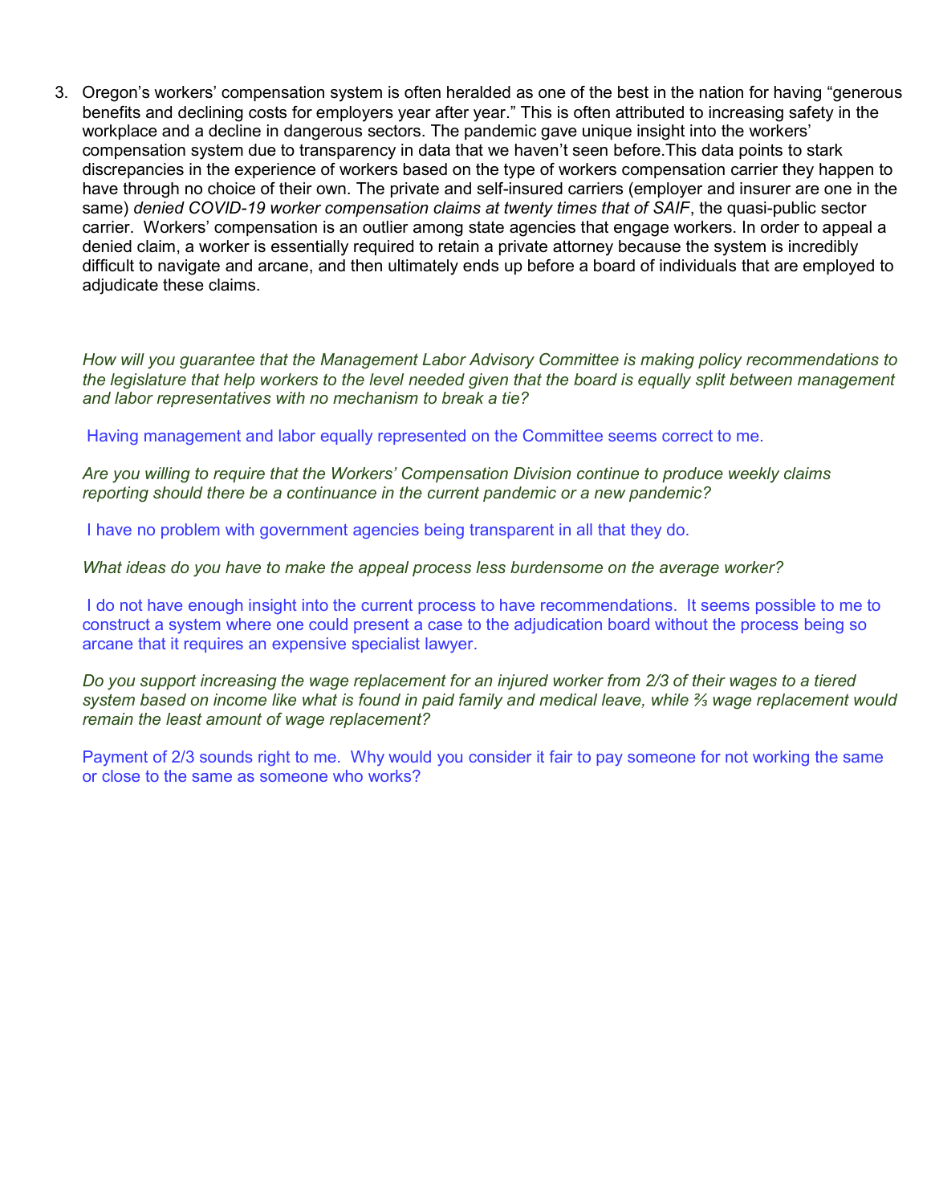3. Oregon's workers' compensation system is often heralded as one of the best in the nation for having "generous benefits and declining costs for employers year after year." This is often attributed to increasing safety in the workplace and a decline in dangerous sectors. The pandemic gave unique insight into the workers' compensation system due to transparency in data that we haven't seen before.This data points to stark discrepancies in the experience of workers based on the type of workers compensation carrier they happen to have through no choice of their own. The private and self-insured carriers (employer and insurer are one in the same) *denied COVID-19 worker compensation claims at twenty times that of SAIF*, the quasi-public sector carrier. Workers' compensation is an outlier among state agencies that engage workers. In order to appeal a denied claim, a worker is essentially required to retain a private attorney because the system is incredibly difficult to navigate and arcane, and then ultimately ends up before a board of individuals that are employed to adjudicate these claims.

   *How will you guarantee that the Management Labor Advisory Committee is making policy recommendations to the legislature that help workers to the level needed given that the board is equally split between management and labor representatives with no mechanism to break a tie?*

   Having management and labor equally represented on the Committee seems correct to me.

   *Are you willing to require that the Workers' Compensation Division continue to produce weekly claims reporting should there be a continuance in the current pandemic or a new pandemic?*

   I have no problem with government agencies being transparent in all that they do.

   *What ideas do you have to make the appeal process less burdensome on the average worker?*

   I do not have enough insight into the current process to have recommendations. It seems possible to me to construct a system where one could present a case to the adjudication board without the process being so arcane that it requires an expensive specialist lawyer.

   *Do you support increasing the wage replacement for an injured worker from 2/3 of their wages to a tiered system based on income like what is found in paid family and medical leave, while ⅔ wage replacement would remain the least amount of wage replacement?*

   Payment of 2/3 sounds right to me. Why would you consider it fair to pay someone for not working the same or close to the same as someone who works?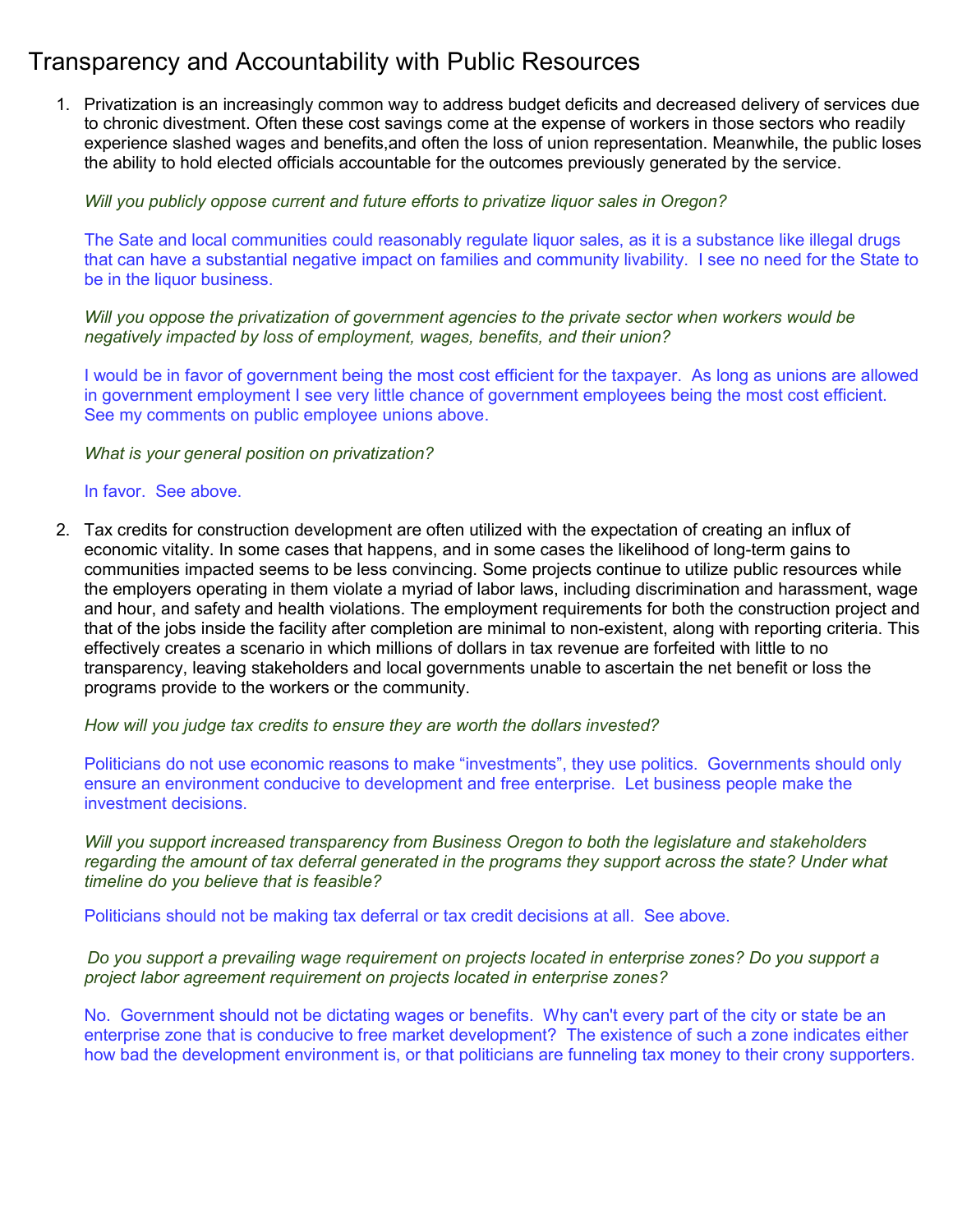# Transparency and Accountability with Public Resources

1. Privatization is an increasingly common way to address budget deficits and decreased delivery of services due to chronic divestment. Often these cost savings come at the expense of workers in those sectors who readily experience slashed wages and benefits,and often the loss of union representation. Meanwhile, the public loses the ability to hold elected officials accountable for the outcomes previously generated by the service.

   *Will you publicly oppose current and future efforts to privatize liquor sales in Oregon?*

   The Sate and local communities could reasonably regulate liquor sales, as it is a substance like illegal drugs that can have a substantial negative impact on families and community livability. I see no need for the State to be in the liquor business.

   *Will you oppose the privatization of government agencies to the private sector when workers would be negatively impacted by loss of employment, wages, benefits, and their union?*

   I would be in favor of government being the most cost efficient for the taxpayer. As long as unions are allowed in government employment I see very little chance of government employees being the most cost efficient. See my comments on public employee unions above.

   *What is your general position on privatization?*

   In favor. See above.

2. Tax credits for construction development are often utilized with the expectation of creating an influx of economic vitality. In some cases that happens, and in some cases the likelihood of long-term gains to communities impacted seems to be less convincing. Some projects continue to utilize public resources while the employers operating in them violate a myriad of labor laws, including discrimination and harassment, wage and hour, and safety and health violations. The employment requirements for both the construction project and that of the jobs inside the facility after completion are minimal to non-existent, along with reporting criteria. This effectively creates a scenario in which millions of dollars in tax revenue are forfeited with little to no transparency, leaving stakeholders and local governments unable to ascertain the net benefit or loss the programs provide to the workers or the community.

   *How will you judge tax credits to ensure they are worth the dollars invested?*

   Politicians do not use economic reasons to make "investments", they use politics. Governments should only ensure an environment conducive to development and free enterprise. Let business people make the investment decisions.

   *Will you support increased transparency from Business Oregon to both the legislature and stakeholders regarding the amount of tax deferral generated in the programs they support across the state? Under what timeline do you believe that is feasible?*

   Politicians should not be making tax deferral or tax credit decisions at all. See above.

   *Do you support a prevailing wage requirement on projects located in enterprise zones? Do you support a project labor agreement requirement on projects located in enterprise zones?*

   No. Government should not be dictating wages or benefits. Why can't every part of the city or state be an enterprise zone that is conducive to free market development? The existence of such a zone indicates either how bad the development environment is, or that politicians are funneling tax money to their crony supporters.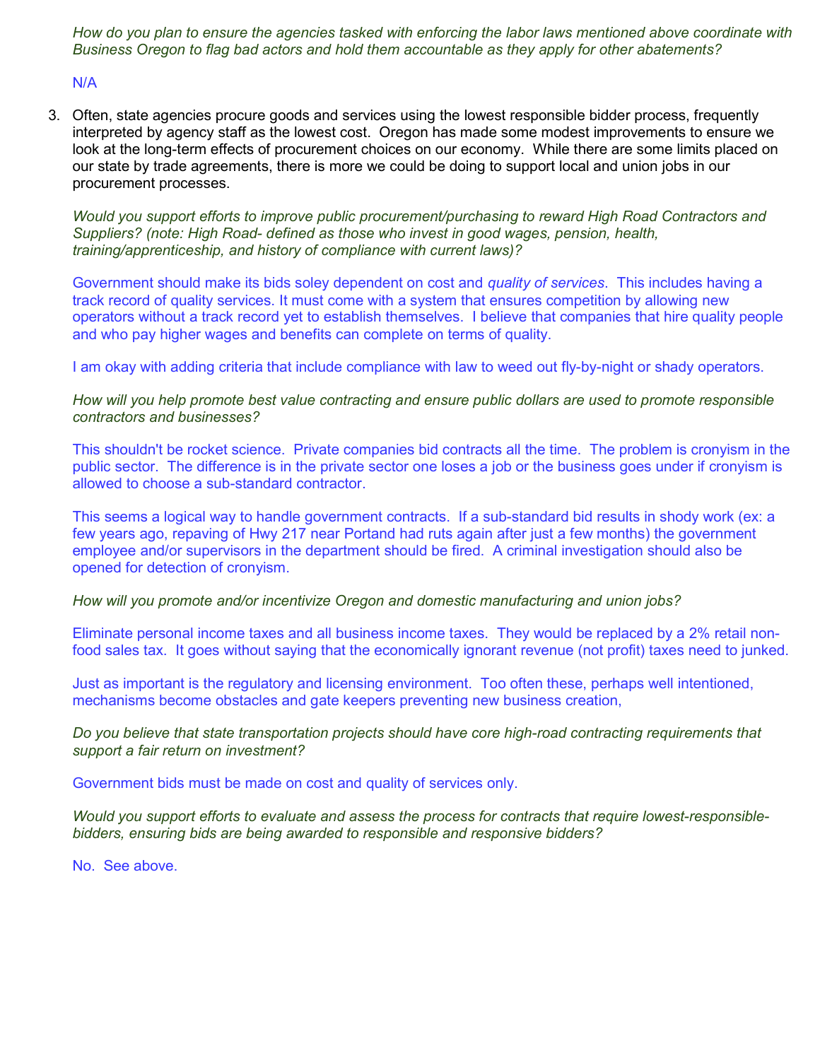*How do you plan to ensure the agencies tasked with enforcing the labor laws mentioned above coordinate with Business Oregon to flag bad actors and hold them accountable as they apply for other abatements?*

N/A

3. Often, state agencies procure goods and services using the lowest responsible bidder process, frequently interpreted by agency staff as the lowest cost. Oregon has made some modest improvements to ensure we look at the long-term effects of procurement choices on our economy. While there are some limits placed on our state by trade agreements, there is more we could be doing to support local and union jobs in our procurement processes.

   *Would you support efforts to improve public procurement/purchasing to reward High Road Contractors and Suppliers? (note: High Road- defined as those who invest in good wages, pension, health, training/apprenticeship, and history of compliance with current laws)?*

   Government should make its bids soley dependent on cost and *quality of services*. This includes having a track record of quality services. It must come with a system that ensures competition by allowing new operators without a track record yet to establish themselves. I believe that companies that hire quality people and who pay higher wages and benefits can complete on terms of quality.

   I am okay with adding criteria that include compliance with law to weed out fly-by-night or shady operators.

   *How will you help promote best value contracting and ensure public dollars are used to promote responsible contractors and businesses?*

   This shouldn't be rocket science. Private companies bid contracts all the time. The problem is cronyism in the public sector. The difference is in the private sector one loses a job or the business goes under if cronyism is allowed to choose a sub-standard contractor.

   This seems a logical way to handle government contracts. If a sub-standard bid results in shody work (ex: a few years ago, repaving of Hwy 217 near Portand had ruts again after just a few months) the government employee and/or supervisors in the department should be fired. A criminal investigation should also be opened for detection of cronyism.

   *How will you promote and/or incentivize Oregon and domestic manufacturing and union jobs?*

   Eliminate personal income taxes and all business income taxes. They would be replaced by a 2% retail non-food sales tax. It goes without saying that the economically ignorant revenue (not profit) taxes need to junked.

   Just as important is the regulatory and licensing environment. Too often these, perhaps well intentioned, mechanisms become obstacles and gate keepers preventing new business creation,

   *Do you believe that state transportation projects should have core high-road contracting requirements that support a fair return on investment?*

   Government bids must be made on cost and quality of services only.

   *Would you support efforts to evaluate and assess the process for contracts that require lowest-responsible-bidders, ensuring bids are being awarded to responsible and responsive bidders?*

   No. See above.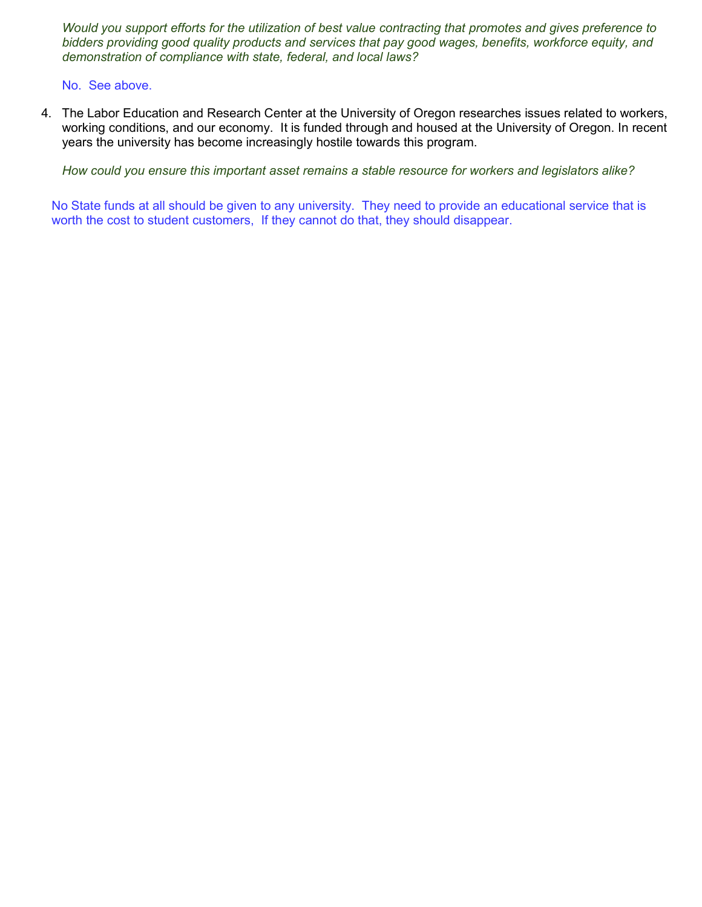*Would you support efforts for the utilization of best value contracting that promotes and gives preference to bidders providing good quality products and services that pay good wages, benefits, workforce equity, and demonstration of compliance with state, federal, and local laws?*

No.  See above.

4. The Labor Education and Research Center at the University of Oregon researches issues related to workers, working conditions, and our economy.  It is funded through and housed at the University of Oregon. In recent years the university has become increasingly hostile towards this program.

   *How could you ensure this important asset remains a stable resource for workers and legislators alike?*

No State funds at all should be given to any university.  They need to provide an educational service that is worth the cost to student customers,  If they cannot do that, they should disappear.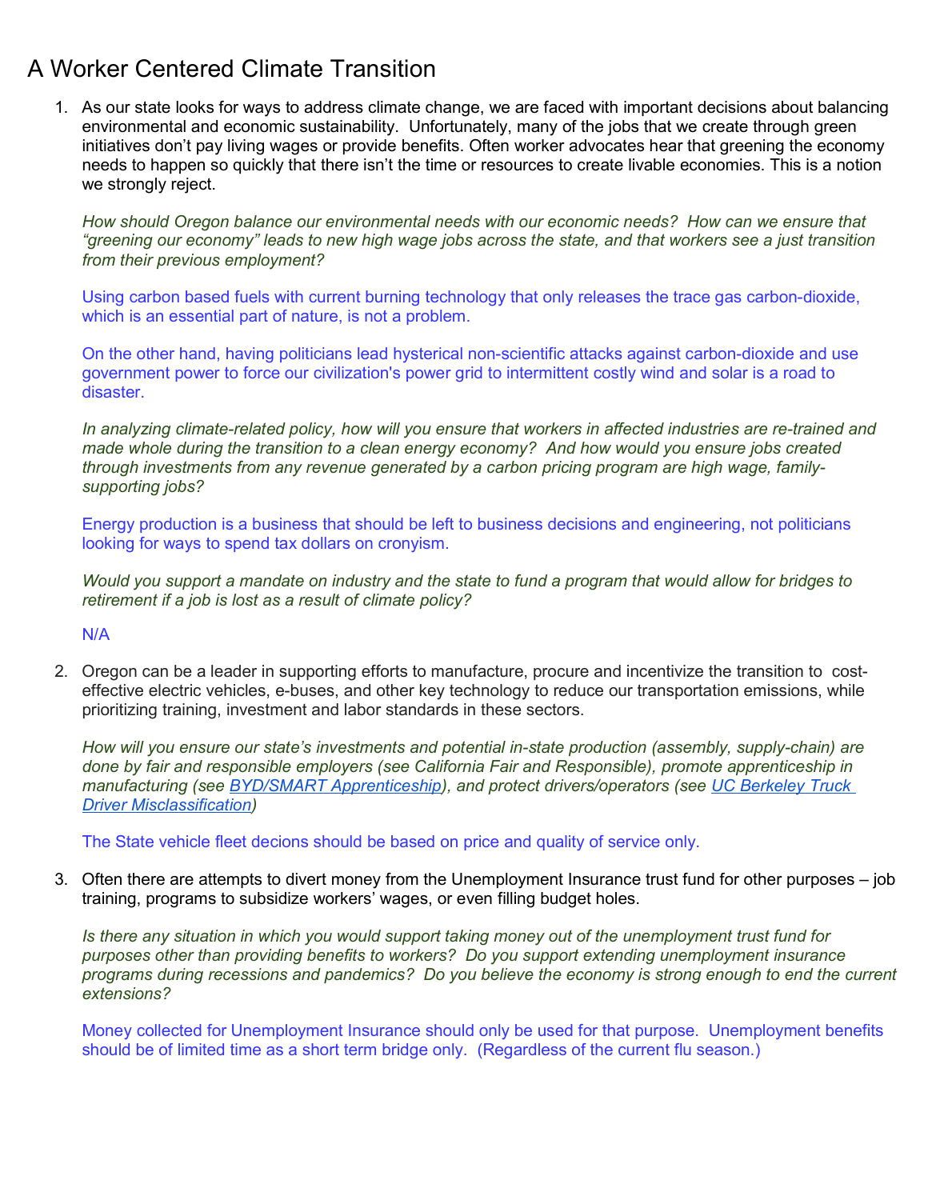# A Worker Centered Climate Transition

1. As our state looks for ways to address climate change, we are faced with important decisions about balancing environmental and economic sustainability. Unfortunately, many of the jobs that we create through green initiatives don't pay living wages or provide benefits. Often worker advocates hear that greening the economy needs to happen so quickly that there isn't the time or resources to create livable economies. This is a notion we strongly reject.

   *How should Oregon balance our environmental needs with our economic needs? How can we ensure that "greening our economy" leads to new high wage jobs across the state, and that workers see a just transition from their previous employment?*

   Using carbon based fuels with current burning technology that only releases the trace gas carbon-dioxide, which is an essential part of nature, is not a problem.

   On the other hand, having politicians lead hysterical non-scientific attacks against carbon-dioxide and use government power to force our civilization's power grid to intermittent costly wind and solar is a road to disaster.

   *In analyzing climate-related policy, how will you ensure that workers in affected industries are re-trained and made whole during the transition to a clean energy economy? And how would you ensure jobs created through investments from any revenue generated by a carbon pricing program are high wage, family-supporting jobs?*

   Energy production is a business that should be left to business decisions and engineering, not politicians looking for ways to spend tax dollars on cronyism.

   *Would you support a mandate on industry and the state to fund a program that would allow for bridges to retirement if a job is lost as a result of climate policy?*

   N/A

2. Oregon can be a leader in supporting efforts to manufacture, procure and incentivize the transition to cost-effective electric vehicles, e-buses, and other key technology to reduce our transportation emissions, while prioritizing training, investment and labor standards in these sectors.

   *How will you ensure our state's investments and potential in-state production (assembly, supply-chain) are done by fair and responsible employers (see California Fair and Responsible), promote apprenticeship in manufacturing (see [BYD/SMART Apprenticeship]), and protect drivers/operators (see [UC Berkeley Truck Driver Misclassification])*

   The State vehicle fleet decions should be based on price and quality of service only.

3. Often there are attempts to divert money from the Unemployment Insurance trust fund for other purposes – job training, programs to subsidize workers' wages, or even filling budget holes.

   *Is there any situation in which you would support taking money out of the unemployment trust fund for purposes other than providing benefits to workers? Do you support extending unemployment insurance programs during recessions and pandemics? Do you believe the economy is strong enough to end the current extensions?*

   Money collected for Unemployment Insurance should only be used for that purpose. Unemployment benefits should be of limited time as a short term bridge only. (Regardless of the current flu season.)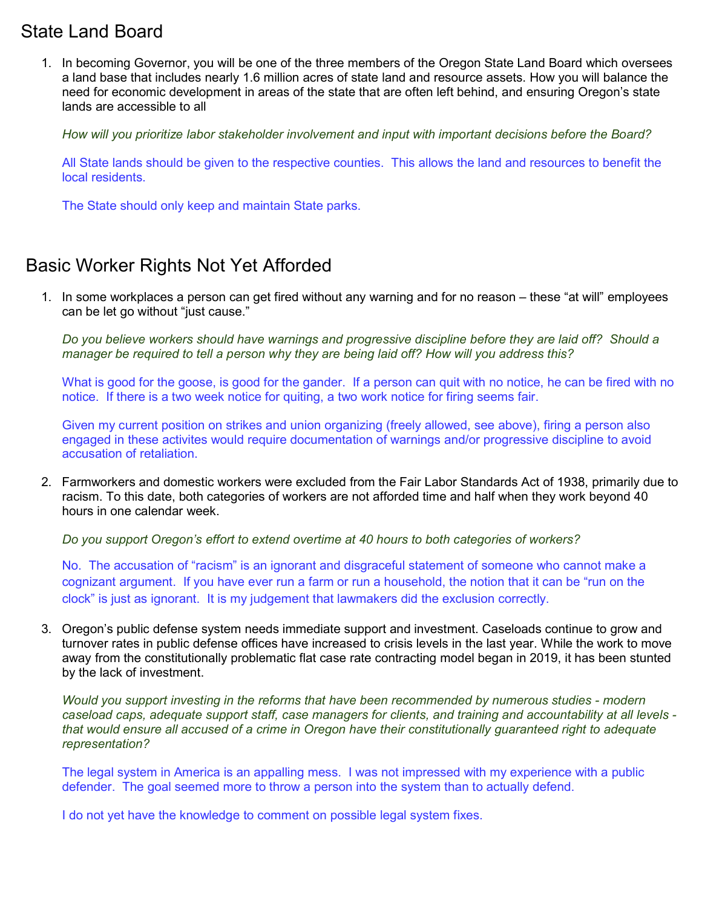# State Land Board

1. In becoming Governor, you will be one of the three members of the Oregon State Land Board which oversees a land base that includes nearly 1.6 million acres of state land and resource assets. How you will balance the need for economic development in areas of the state that are often left behind, and ensuring Oregon's state lands are accessible to all

   *How will you prioritize labor stakeholder involvement and input with important decisions before the Board?*

   All State lands should be given to the respective counties. This allows the land and resources to benefit the local residents.

   The State should only keep and maintain State parks.

# Basic Worker Rights Not Yet Afforded

1. In some workplaces a person can get fired without any warning and for no reason – these "at will" employees can be let go without "just cause."

   *Do you believe workers should have warnings and progressive discipline before they are laid off? Should a manager be required to tell a person why they are being laid off? How will you address this?*

   What is good for the goose, is good for the gander. If a person can quit with no notice, he can be fired with no notice. If there is a two week notice for quiting, a two work notice for firing seems fair.

   Given my current position on strikes and union organizing (freely allowed, see above), firing a person also engaged in these activites would require documentation of warnings and/or progressive discipline to avoid accusation of retaliation.

2. Farmworkers and domestic workers were excluded from the Fair Labor Standards Act of 1938, primarily due to racism. To this date, both categories of workers are not afforded time and half when they work beyond 40 hours in one calendar week.

   *Do you support Oregon's effort to extend overtime at 40 hours to both categories of workers?*

   No. The accusation of "racism" is an ignorant and disgraceful statement of someone who cannot make a cognizant argument. If you have ever run a farm or run a household, the notion that it can be "run on the clock" is just as ignorant. It is my judgement that lawmakers did the exclusion correctly.

3. Oregon's public defense system needs immediate support and investment. Caseloads continue to grow and turnover rates in public defense offices have increased to crisis levels in the last year. While the work to move away from the constitutionally problematic flat case rate contracting model began in 2019, it has been stunted by the lack of investment.

   *Would you support investing in the reforms that have been recommended by numerous studies - modern caseload caps, adequate support staff, case managers for clients, and training and accountability at all levels - that would ensure all accused of a crime in Oregon have their constitutionally guaranteed right to adequate representation?*

   The legal system in America is an appalling mess. I was not impressed with my experience with a public defender. The goal seemed more to throw a person into the system than to actually defend.

   I do not yet have the knowledge to comment on possible legal system fixes.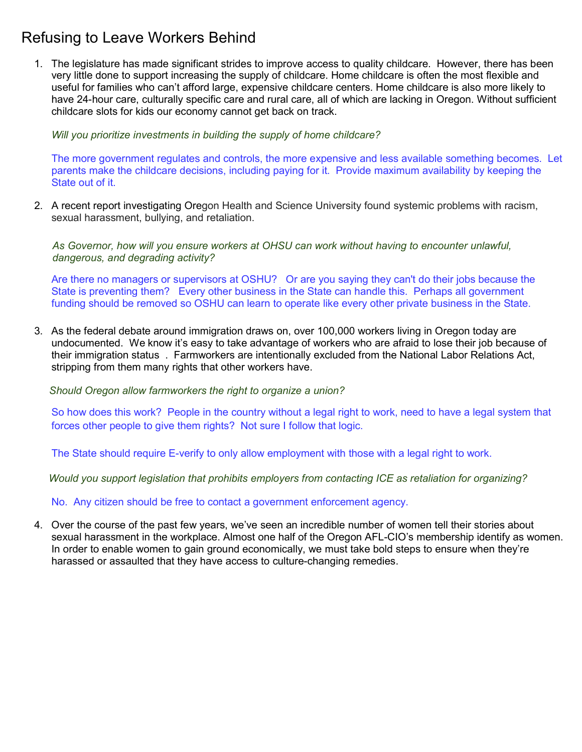# Refusing to Leave Workers Behind

1. The legislature has made significant strides to improve access to quality childcare. However, there has been very little done to support increasing the supply of childcare. Home childcare is often the most flexible and useful for families who can't afford large, expensive childcare centers. Home childcare is also more likely to have 24-hour care, culturally specific care and rural care, all of which are lacking in Oregon. Without sufficient childcare slots for kids our economy cannot get back on track.

   *Will you prioritize investments in building the supply of home childcare?*

   The more government regulates and controls, the more expensive and less available something becomes. Let parents make the childcare decisions, including paying for it. Provide maximum availability by keeping the State out of it.

2. A recent report investigating Oregon Health and Science University found systemic problems with racism, sexual harassment, bullying, and retaliation.

   *As Governor, how will you ensure workers at OHSU can work without having to encounter unlawful, dangerous, and degrading activity?*

   Are there no managers or supervisors at OSHU? Or are you saying they can't do their jobs because the State is preventing them? Every other business in the State can handle this. Perhaps all government funding should be removed so OSHU can learn to operate like every other private business in the State.

3. As the federal debate around immigration draws on, over 100,000 workers living in Oregon today are undocumented. We know it's easy to take advantage of workers who are afraid to lose their job because of their immigration status . Farmworkers are intentionally excluded from the National Labor Relations Act, stripping from them many rights that other workers have.

   *Should Oregon allow farmworkers the right to organize a union?*

   So how does this work? People in the country without a legal right to work, need to have a legal system that forces other people to give them rights? Not sure I follow that logic.

   The State should require E-verify to only allow employment with those with a legal right to work.

   *Would you support legislation that prohibits employers from contacting ICE as retaliation for organizing?*

   No. Any citizen should be free to contact a government enforcement agency.

4. Over the course of the past few years, we've seen an incredible number of women tell their stories about sexual harassment in the workplace. Almost one half of the Oregon AFL-CIO's membership identify as women. In order to enable women to gain ground economically, we must take bold steps to ensure when they're harassed or assaulted that they have access to culture-changing remedies.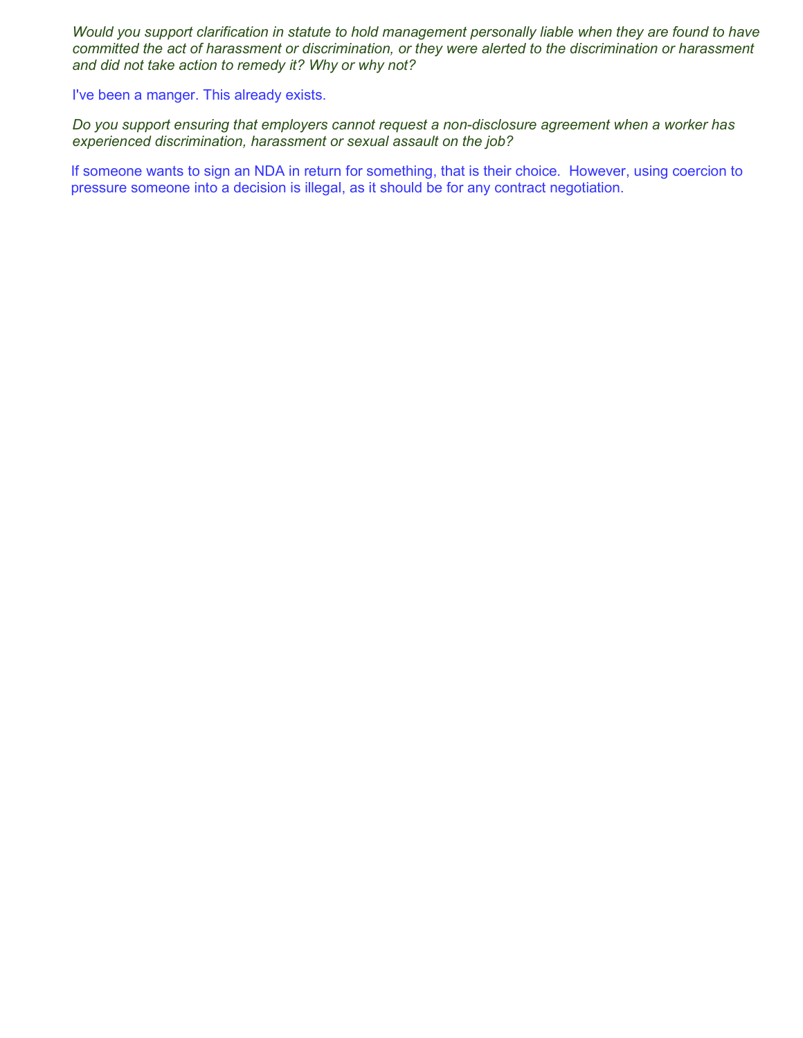*Would you support clarification in statute to hold management personally liable when they are found to have committed the act of harassment or discrimination, or they were alerted to the discrimination or harassment and did not take action to remedy it? Why or why not?*

I've been a manger. This already exists.

*Do you support ensuring that employers cannot request a non-disclosure agreement when a worker has experienced discrimination, harassment or sexual assault on the job?*

If someone wants to sign an NDA in return for something, that is their choice. However, using coercion to pressure someone into a decision is illegal, as it should be for any contract negotiation.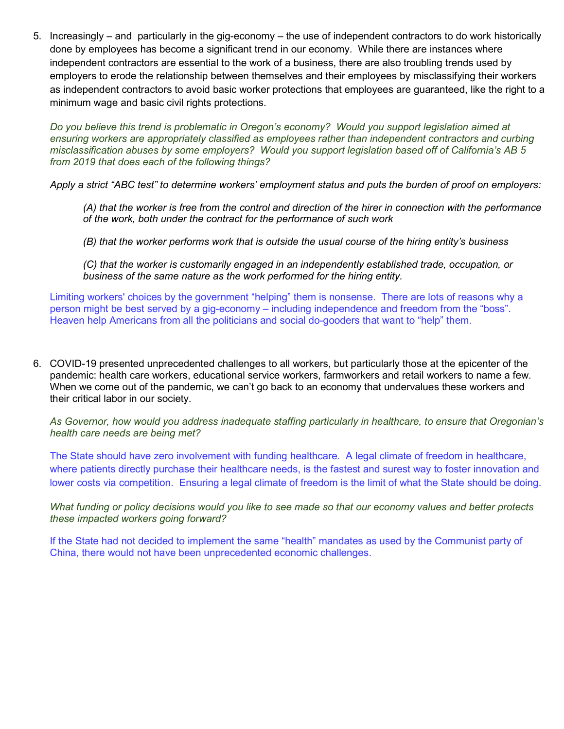5. Increasingly – and particularly in the gig-economy – the use of independent contractors to do work historically done by employees has become a significant trend in our economy. While there are instances where independent contractors are essential to the work of a business, there are also troubling trends used by employers to erode the relationship between themselves and their employees by misclassifying their workers as independent contractors to avoid basic worker protections that employees are guaranteed, like the right to a minimum wage and basic civil rights protections.

   *Do you believe this trend is problematic in Oregon's economy? Would you support legislation aimed at ensuring workers are appropriately classified as employees rather than independent contractors and curbing misclassification abuses by some employers? Would you support legislation based off of California's AB 5 from 2019 that does each of the following things?*

   *Apply a strict "ABC test" to determine workers' employment status and puts the burden of proof on employers:*

   > *(A) that the worker is free from the control and direction of the hirer in connection with the performance of the work, both under the contract for the performance of such work*
   >
   > *(B) that the worker performs work that is outside the usual course of the hiring entity's business*
   >
   > *(C) that the worker is customarily engaged in an independently established trade, occupation, or business of the same nature as the work performed for the hiring entity.*

   Limiting workers' choices by the government "helping" them is nonsense. There are lots of reasons why a person might be best served by a gig-economy – including independence and freedom from the "boss". Heaven help Americans from all the politicians and social do-gooders that want to "help" them.

6. COVID-19 presented unprecedented challenges to all workers, but particularly those at the epicenter of the pandemic: health care workers, educational service workers, farmworkers and retail workers to name a few. When we come out of the pandemic, we can't go back to an economy that undervalues these workers and their critical labor in our society.

   *As Governor, how would you address inadequate staffing particularly in healthcare, to ensure that Oregonian's health care needs are being met?*

   The State should have zero involvement with funding healthcare. A legal climate of freedom in healthcare, where patients directly purchase their healthcare needs, is the fastest and surest way to foster innovation and lower costs via competition. Ensuring a legal climate of freedom is the limit of what the State should be doing.

   *What funding or policy decisions would you like to see made so that our economy values and better protects these impacted workers going forward?*

   If the State had not decided to implement the same "health" mandates as used by the Communist party of China, there would not have been unprecedented economic challenges.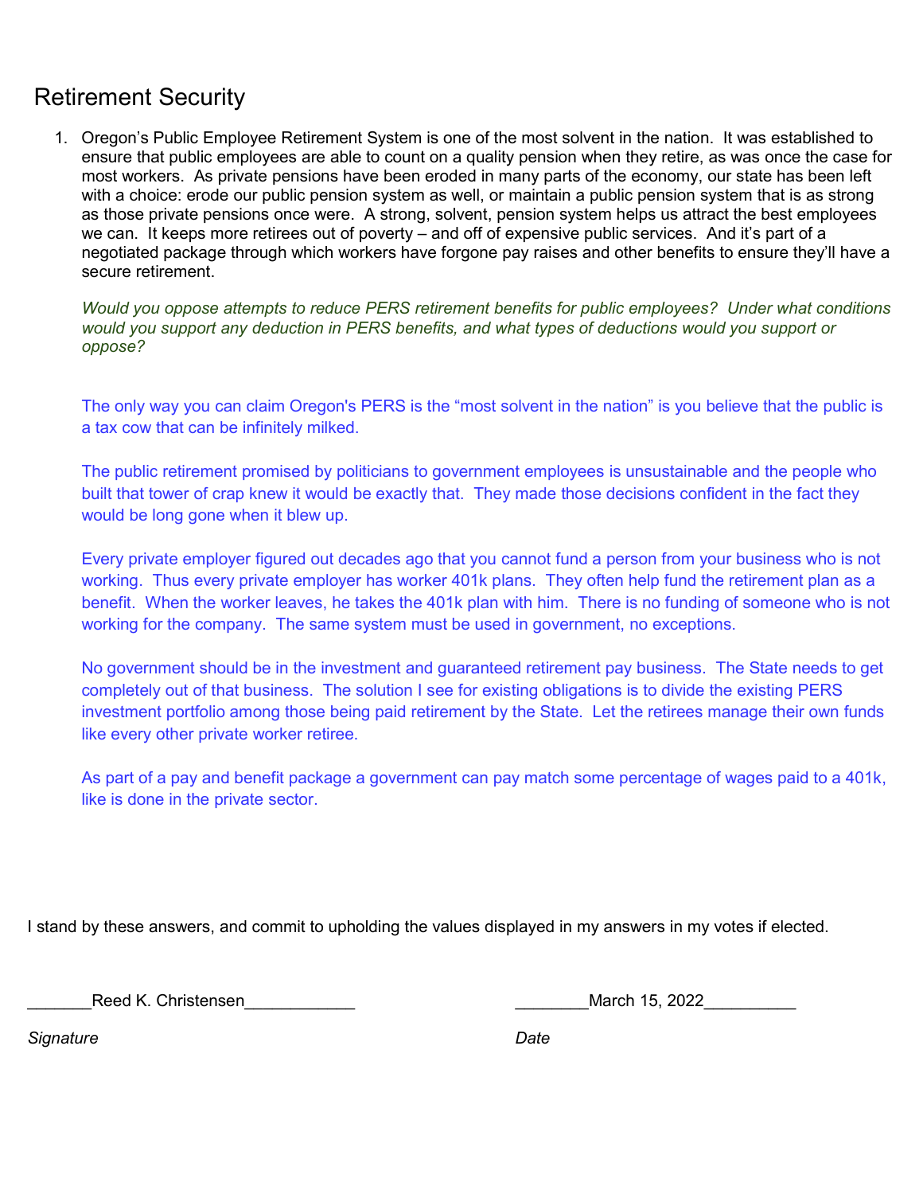# Retirement Security

1. Oregon's Public Employee Retirement System is one of the most solvent in the nation. It was established to ensure that public employees are able to count on a quality pension when they retire, as was once the case for most workers. As private pensions have been eroded in many parts of the economy, our state has been left with a choice: erode our public pension system as well, or maintain a public pension system that is as strong as those private pensions once were. A strong, solvent, pension system helps us attract the best employees we can. It keeps more retirees out of poverty – and off of expensive public services. And it's part of a negotiated package through which workers have forgone pay raises and other benefits to ensure they'll have a secure retirement.

   *Would you oppose attempts to reduce PERS retirement benefits for public employees? Under what conditions would you support any deduction in PERS benefits, and what types of deductions would you support or oppose?*

   The only way you can claim Oregon's PERS is the "most solvent in the nation" is you believe that the public is a tax cow that can be infinitely milked.

   The public retirement promised by politicians to government employees is unsustainable and the people who built that tower of crap knew it would be exactly that. They made those decisions confident in the fact they would be long gone when it blew up.

   Every private employer figured out decades ago that you cannot fund a person from your business who is not working. Thus every private employer has worker 401k plans. They often help fund the retirement plan as a benefit. When the worker leaves, he takes the 401k plan with him. There is no funding of someone who is not working for the company. The same system must be used in government, no exceptions.

   No government should be in the investment and guaranteed retirement pay business. The State needs to get completely out of that business. The solution I see for existing obligations is to divide the existing PERS investment portfolio among those being paid retirement by the State. Let the retirees manage their own funds like every other private worker retiree.

   As part of a pay and benefit package a government can pay match some percentage of wages paid to a 401k, like is done in the private sector.

I stand by these answers, and commit to upholding the values displayed in my answers in my votes if elected.

_______Reed K. Christensen____________

*Signature*

________March 15, 2022__________

*Date*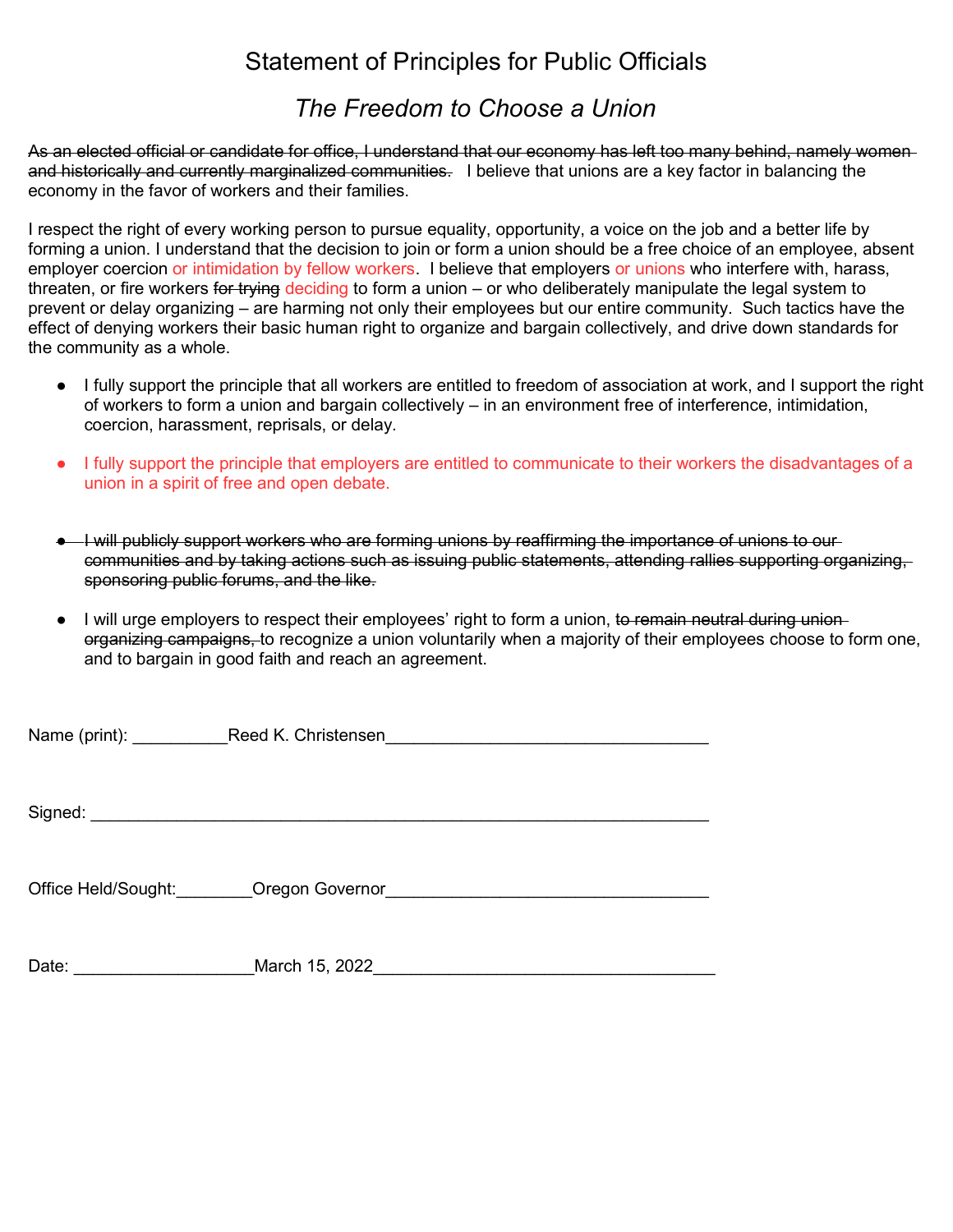# Statement of Principles for Public Officials

## *The Freedom to Choose a Union*

~~As an elected official or candidate for office, I understand that our economy has left too many behind, namely women and historically and currently marginalized communities.~~ I believe that unions are a key factor in balancing the economy in the favor of workers and their families.

I respect the right of every working person to pursue equality, opportunity, a voice on the job and a better life by forming a union. I understand that the decision to join or form a union should be a free choice of an employee, absent employer coercion or intimidation by fellow workers. I believe that employers or unions who interfere with, harass, threaten, or fire workers ~~for trying~~ deciding to form a union – or who deliberately manipulate the legal system to prevent or delay organizing – are harming not only their employees but our entire community. Such tactics have the effect of denying workers their basic human right to organize and bargain collectively, and drive down standards for the community as a whole.

- I fully support the principle that all workers are entitled to freedom of association at work, and I support the right of workers to form a union and bargain collectively – in an environment free of interference, intimidation, coercion, harassment, reprisals, or delay.
- I fully support the principle that employers are entitled to communicate to their workers the disadvantages of a union in a spirit of free and open debate.
- ~~I will publicly support workers who are forming unions by reaffirming the importance of unions to our communities and by taking actions such as issuing public statements, attending rallies supporting organizing, sponsoring public forums, and the like.~~
- I will urge employers to respect their employees' right to form a union, ~~to remain neutral during union organizing campaigns,~~ to recognize a union voluntarily when a majority of their employees choose to form one, and to bargain in good faith and reach an agreement.

Name (print): __________Reed K. Christensen__________________________________

Signed: _________________________________________________________________

Office Held/Sought:________Oregon Governor__________________________________

Date: __________________March 15, 2022___________________________________